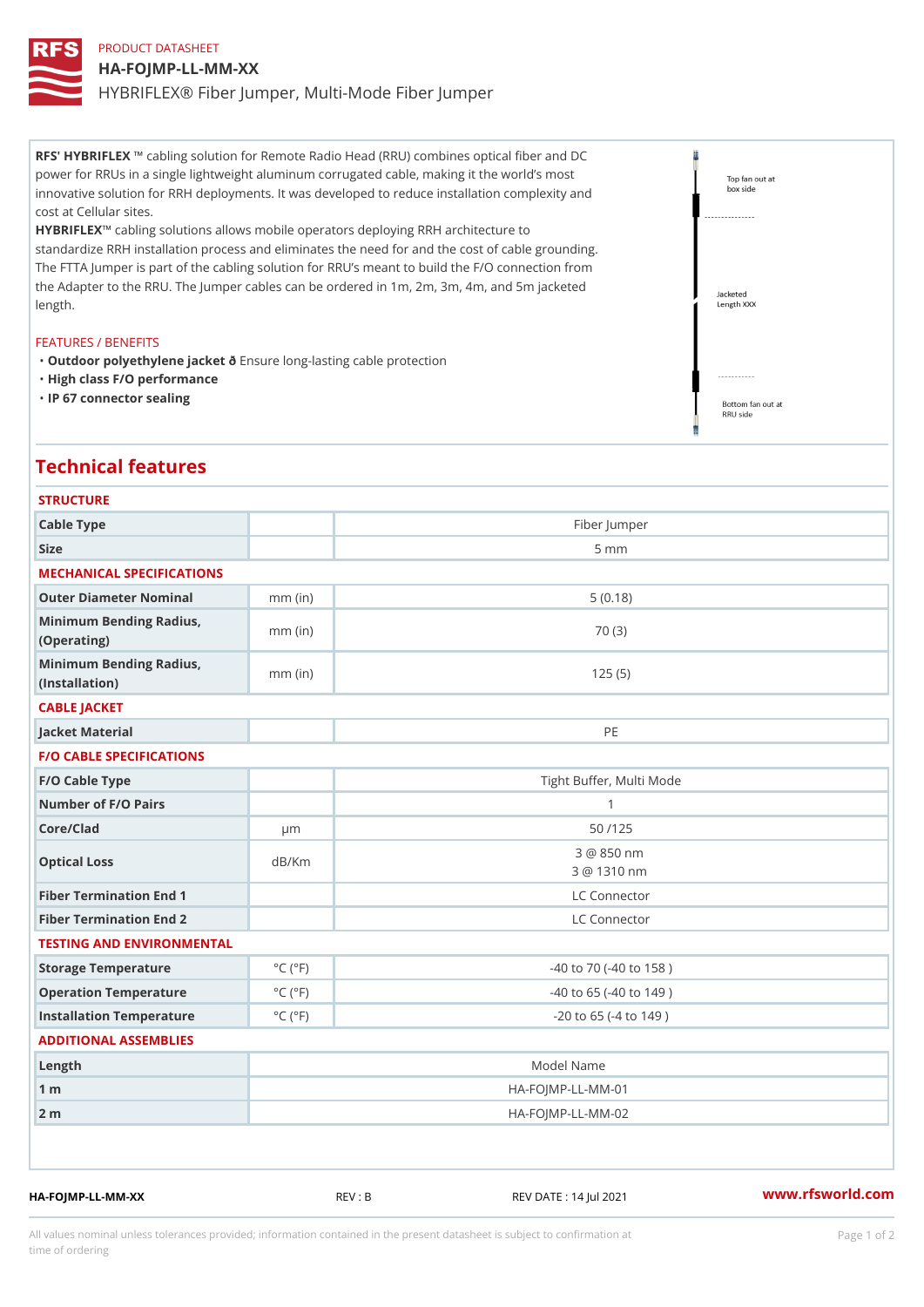PRODUCT DATASHEET

# HA-FOJMP-LL-MM-XX

HYBRIFLEX® Fiber Jumper, Multi-Mode Fiber Jumper

**RFS' HYBRIFLEX** ™ cabling solution for Remote Radio Head (RRU) combines optical fiber and DC power for RRUs in a single lightweight aluminum corrugated cable, making it the world's most innovative solution for RRH deployments. It was developed to reduce installation complexity and cost at Cellular sites.

**HYBRIFLEX**™ cabling solutions allows mobile operators deploying RRH architecture to standardize RRH installation process and eliminates the need for and the cost of cable grounding. The FTTA Jumper is part of the cabling solution for RRU's meant to build the F/O connection from the Adapter to the RRU. The Jumper cables can be ordered in 1m, 2m, 3m, 4m, and 5m jacketed length.

Top fan out at box side

Jacketed Length XXX

Bottom fan out at RRU side

FEATURES / BENEFITS

- **Outdoor polyethylene jacket ð** Ensure long-lasting cable protection
- **High class F/O performance**
- **IP 67 connector sealing**

## Technical features

| STRUCTURE | | |
|---|---|---|
| Cable Type | | Fiber Jumper |
| Size | | 5 mm |
| **MECHANICAL SPECIFICATIONS** | | |
| Outer Diameter Nominal | mm (in) | 5 (0.18) |
| Minimum Bending Radius, (Operating) | mm (in) | 70 (3) |
| Minimum Bending Radius, (Installation) | mm (in) | 125 (5) |
| **CABLE JACKET** | | |
| Jacket Material | | PE |
| **F/O CABLE SPECIFICATIONS** | | |
| F/O Cable Type | | Tight Buffer, Multi Mode |
| Number of F/O Pairs | | 1 |
| Core/Clad | µm | 50 /125 |
| Optical Loss | dB/Km | 3 @ 850 nm<br>3 @ 1310 nm |
| Fiber Termination End 1 | | LC Connector |
| Fiber Termination End 2 | | LC Connector |
| **TESTING AND ENVIRONMENTAL** | | |
| Storage Temperature | °C (°F) | -40 to 70 (-40 to 158 ) |
| Operation Temperature | °C (°F) | -40 to 65 (-40 to 149 ) |
| Installation Temperature | °C (°F) | -20 to 65 (-4 to 149 ) |

ADDITIONAL ASSEMBLIES

| Length | Model Name |
|---|---|
| 1 m | HA-FOJMP-LL-MM-01 |
| 2 m | HA-FOJMP-LL-MM-02 |

HA-FOJMP-LL-MM-XX REV : B REV DATE : 14 Jul 2021 www.rfsworld.com

All values nominal unless tolerances provided; information contained in the present datasheet is subject to confirmation at time of ordering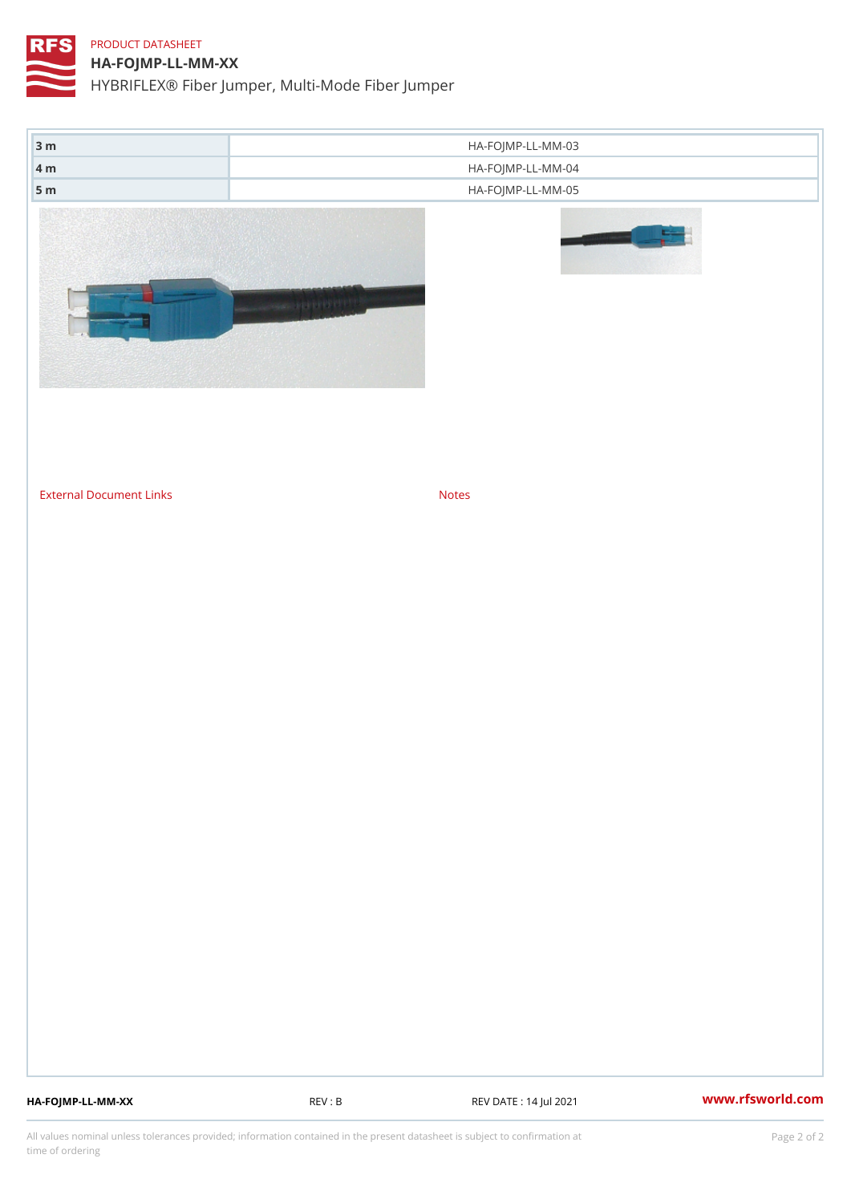| | |
|---|---|
| 3 m | HA-FOJMP-LL-MM-03 |
| 4 m | HA-FOJMP-LL-MM-04 |
| 5 m | HA-FOJMP-LL-MM-05 |

External Document Links

Notes

All values nominal unless tolerances provided; information contained in the present datasheet is subject to confirmation at time of ordering